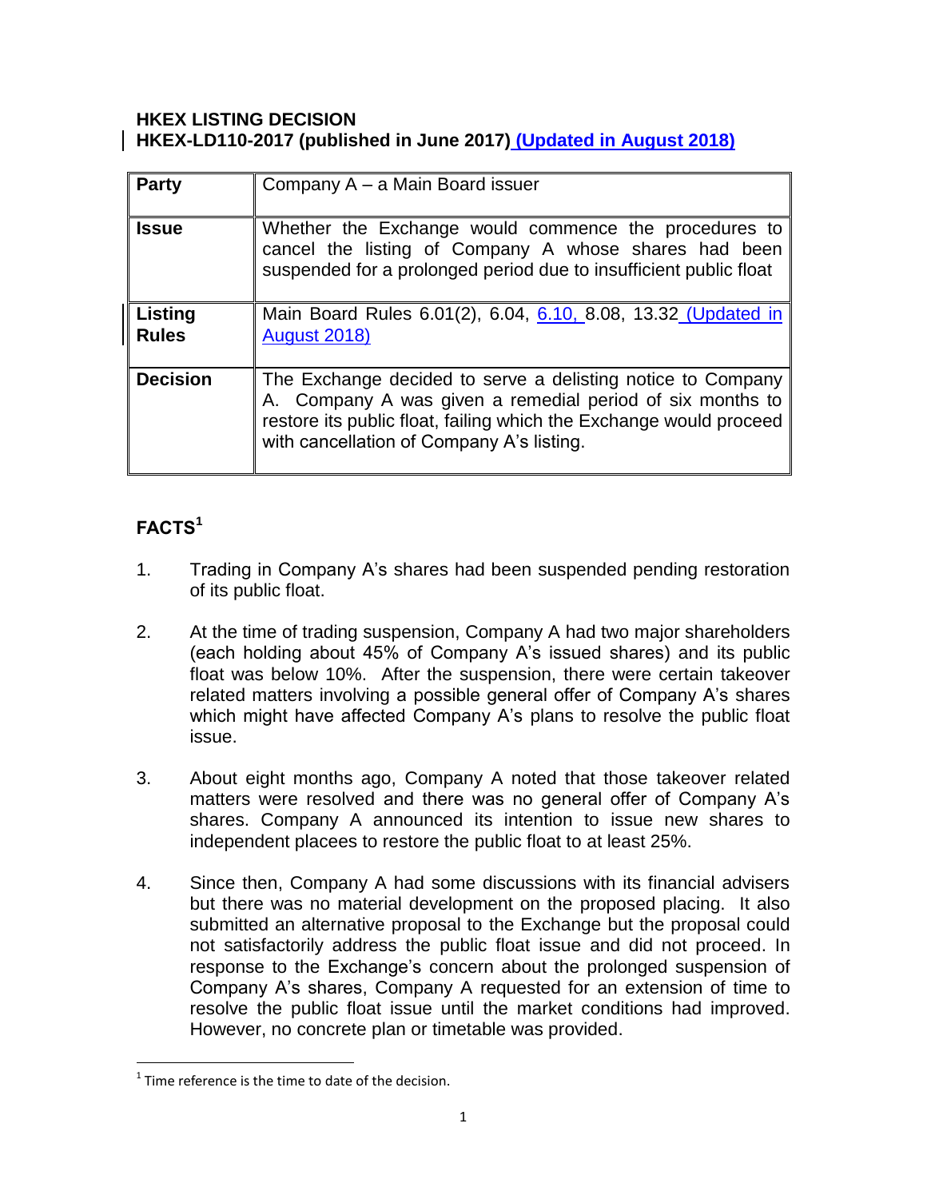**HKEX LISTING DECISION**
**HKEX-LD110-2017 (published in June 2017) (Updated in August 2018)**

| **Party** | Company A – a Main Board issuer |
|---|---|
| **Issue** | Whether the Exchange would commence the procedures to cancel the listing of Company A whose shares had been suspended for a prolonged period due to insufficient public float |
| **Listing Rules** | Main Board Rules 6.01(2), 6.04, 6.10, 8.08, 13.32 (Updated in August 2018) |
| **Decision** | The Exchange decided to serve a delisting notice to Company A. Company A was given a remedial period of six months to restore its public float, failing which the Exchange would proceed with cancellation of Company A's listing. |

## FACTS[1]

1. Trading in Company A's shares had been suspended pending restoration of its public float.

2. At the time of trading suspension, Company A had two major shareholders (each holding about 45% of Company A's issued shares) and its public float was below 10%. After the suspension, there were certain takeover related matters involving a possible general offer of Company A's shares which might have affected Company A's plans to resolve the public float issue.

3. About eight months ago, Company A noted that those takeover related matters were resolved and there was no general offer of Company A's shares. Company A announced its intention to issue new shares to independent placees to restore the public float to at least 25%.

4. Since then, Company A had some discussions with its financial advisers but there was no material development on the proposed placing. It also submitted an alternative proposal to the Exchange but the proposal could not satisfactorily address the public float issue and did not proceed. In response to the Exchange's concern about the prolonged suspension of Company A's shares, Company A requested for an extension of time to resolve the public float issue until the market conditions had improved. However, no concrete plan or timetable was provided.

[1] Time reference is the time to date of the decision.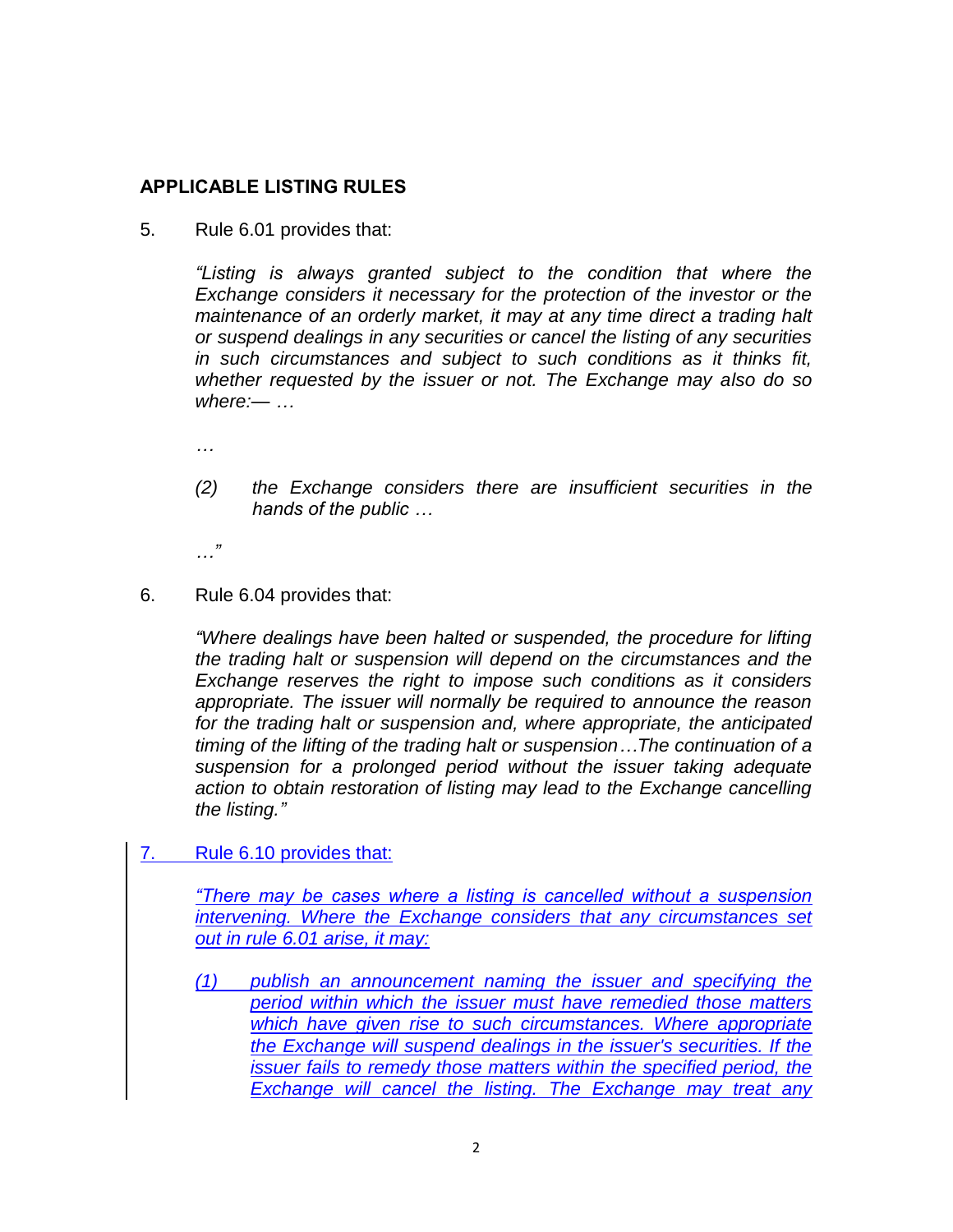## APPLICABLE LISTING RULES

5. Rule 6.01 provides that:

   *"Listing is always granted subject to the condition that where the Exchange considers it necessary for the protection of the investor or the maintenance of an orderly market, it may at any time direct a trading halt or suspend dealings in any securities or cancel the listing of any securities in such circumstances and subject to such conditions as it thinks fit, whether requested by the issuer or not. The Exchange may also do so where:— …*

   *…*

   *(2) the Exchange considers there are insufficient securities in the hands of the public …*

   *…"*

6. Rule 6.04 provides that:

   *"Where dealings have been halted or suspended, the procedure for lifting the trading halt or suspension will depend on the circumstances and the Exchange reserves the right to impose such conditions as it considers appropriate. The issuer will normally be required to announce the reason for the trading halt or suspension and, where appropriate, the anticipated timing of the lifting of the trading halt or suspension…The continuation of a suspension for a prolonged period without the issuer taking adequate action to obtain restoration of listing may lead to the Exchange cancelling the listing."*

7. Rule 6.10 provides that:

   *"There may be cases where a listing is cancelled without a suspension intervening. Where the Exchange considers that any circumstances set out in rule 6.01 arise, it may:*

   *(1) publish an announcement naming the issuer and specifying the period within which the issuer must have remedied those matters which have given rise to such circumstances. Where appropriate the Exchange will suspend dealings in the issuer's securities. If the issuer fails to remedy those matters within the specified period, the Exchange will cancel the listing. The Exchange may treat any*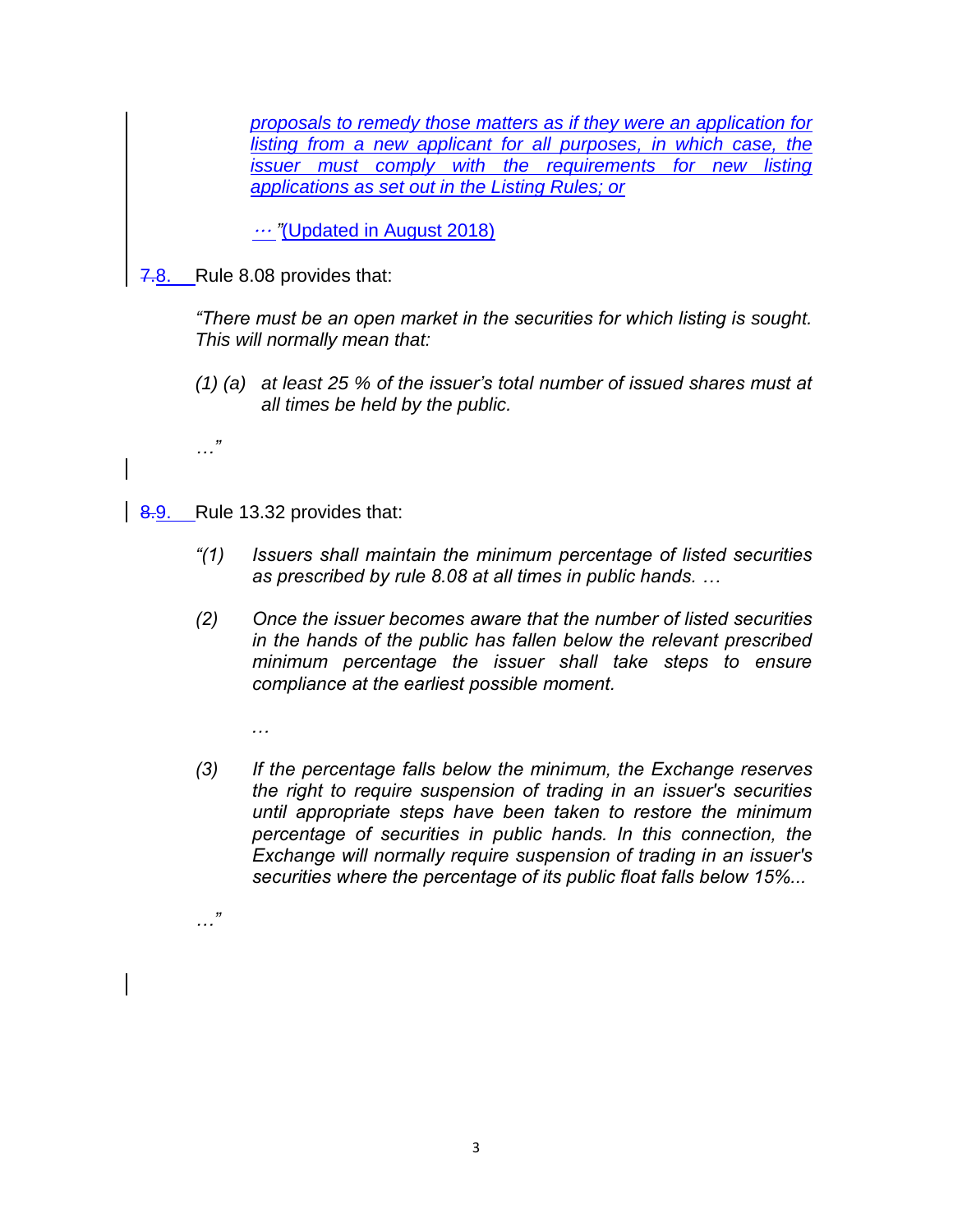*proposals to remedy those matters as if they were an application for listing from a new applicant for all purposes, in which case, the issuer must comply with the requirements for new listing applications as set out in the Listing Rules; or*

*…"*(Updated in August 2018)

~~7.~~8. Rule 8.08 provides that:

*"There must be an open market in the securities for which listing is sought. This will normally mean that:*

*(1) (a) at least 25 % of the issuer's total number of issued shares must at all times be held by the public.*

*…"*

~~8.~~9. Rule 13.32 provides that:

*"(1) Issuers shall maintain the minimum percentage of listed securities as prescribed by rule 8.08 at all times in public hands. …*

*(2) Once the issuer becomes aware that the number of listed securities in the hands of the public has fallen below the relevant prescribed minimum percentage the issuer shall take steps to ensure compliance at the earliest possible moment.*

*…*

*(3) If the percentage falls below the minimum, the Exchange reserves the right to require suspension of trading in an issuer's securities until appropriate steps have been taken to restore the minimum percentage of securities in public hands. In this connection, the Exchange will normally require suspension of trading in an issuer's securities where the percentage of its public float falls below 15%...*

*…"*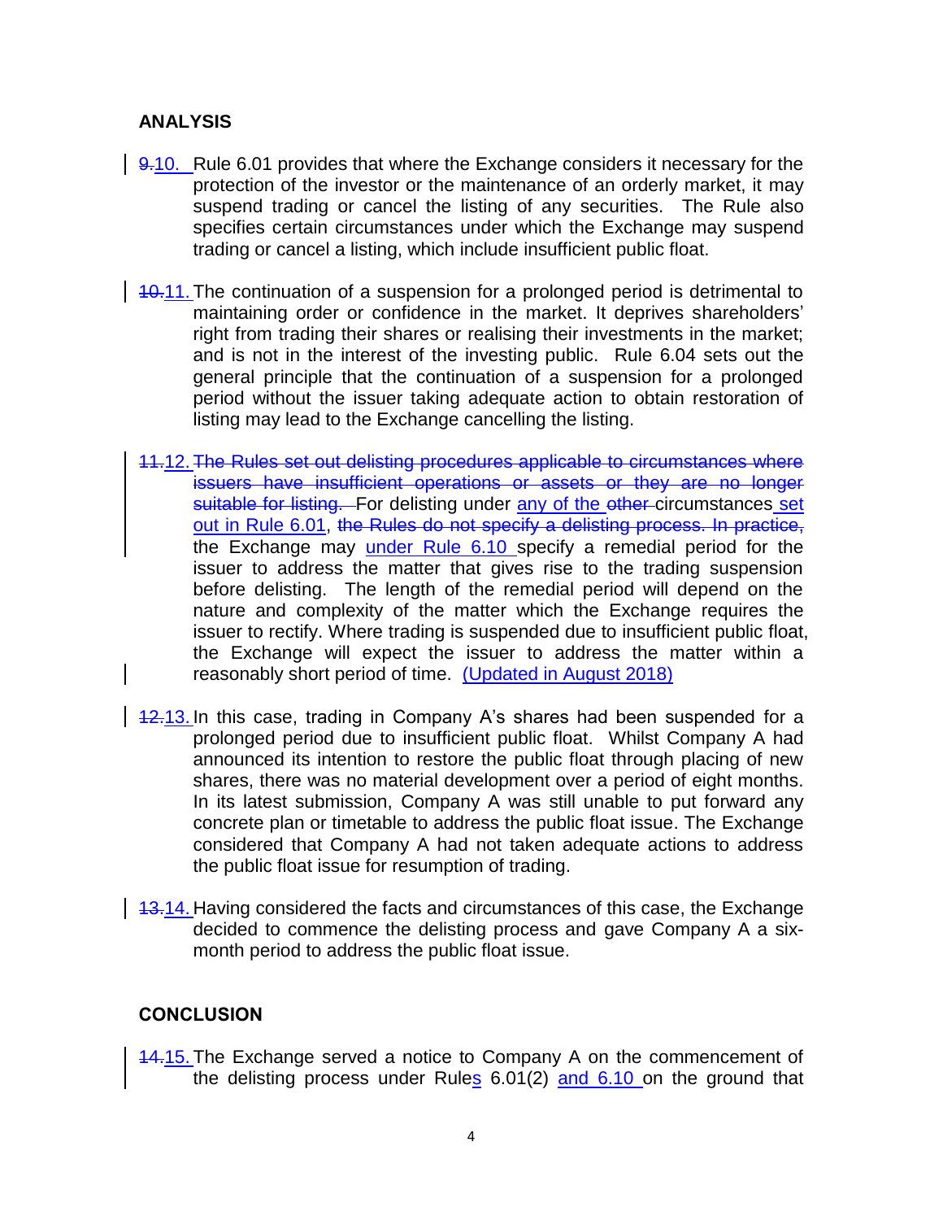## ANALYSIS

~~9.~~10. Rule 6.01 provides that where the Exchange considers it necessary for the protection of the investor or the maintenance of an orderly market, it may suspend trading or cancel the listing of any securities. The Rule also specifies certain circumstances under which the Exchange may suspend trading or cancel a listing, which include insufficient public float.

~~10.~~11. The continuation of a suspension for a prolonged period is detrimental to maintaining order or confidence in the market. It deprives shareholders' right from trading their shares or realising their investments in the market; and is not in the interest of the investing public. Rule 6.04 sets out the general principle that the continuation of a suspension for a prolonged period without the issuer taking adequate action to obtain restoration of listing may lead to the Exchange cancelling the listing.

~~11.~~12. ~~The Rules set out delisting procedures applicable to circumstances where issuers have insufficient operations or assets or they are no longer suitable for listing.~~ For delisting under any of the ~~other~~ circumstances set out in Rule 6.01, ~~the Rules do not specify a delisting process. In practice,~~ the Exchange may under Rule 6.10 specify a remedial period for the issuer to address the matter that gives rise to the trading suspension before delisting. The length of the remedial period will depend on the nature and complexity of the matter which the Exchange requires the issuer to rectify. Where trading is suspended due to insufficient public float, the Exchange will expect the issuer to address the matter within a reasonably short period of time. (Updated in August 2018)

~~12.~~13. In this case, trading in Company A's shares had been suspended for a prolonged period due to insufficient public float. Whilst Company A had announced its intention to restore the public float through placing of new shares, there was no material development over a period of eight months. In its latest submission, Company A was still unable to put forward any concrete plan or timetable to address the public float issue. The Exchange considered that Company A had not taken adequate actions to address the public float issue for resumption of trading.

~~13.~~14. Having considered the facts and circumstances of this case, the Exchange decided to commence the delisting process and gave Company A a six-month period to address the public float issue.

## CONCLUSION

~~14.~~15. The Exchange served a notice to Company A on the commencement of the delisting process under Rules 6.01(2) and 6.10 on the ground that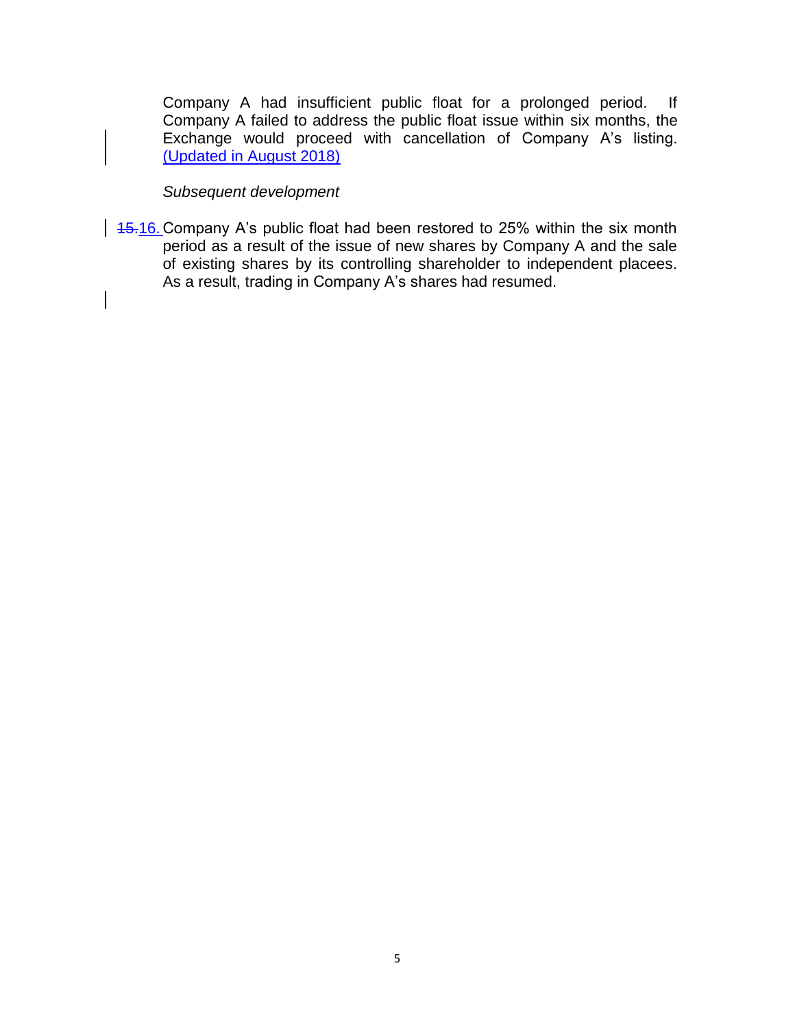Company A had insufficient public float for a prolonged period. If Company A failed to address the public float issue within six months, the Exchange would proceed with cancellation of Company A's listing. (Updated in August 2018)

*Subsequent development*

~~15.~~16. Company A's public float had been restored to 25% within the six month period as a result of the issue of new shares by Company A and the sale of existing shares by its controlling shareholder to independent placees. As a result, trading in Company A's shares had resumed.